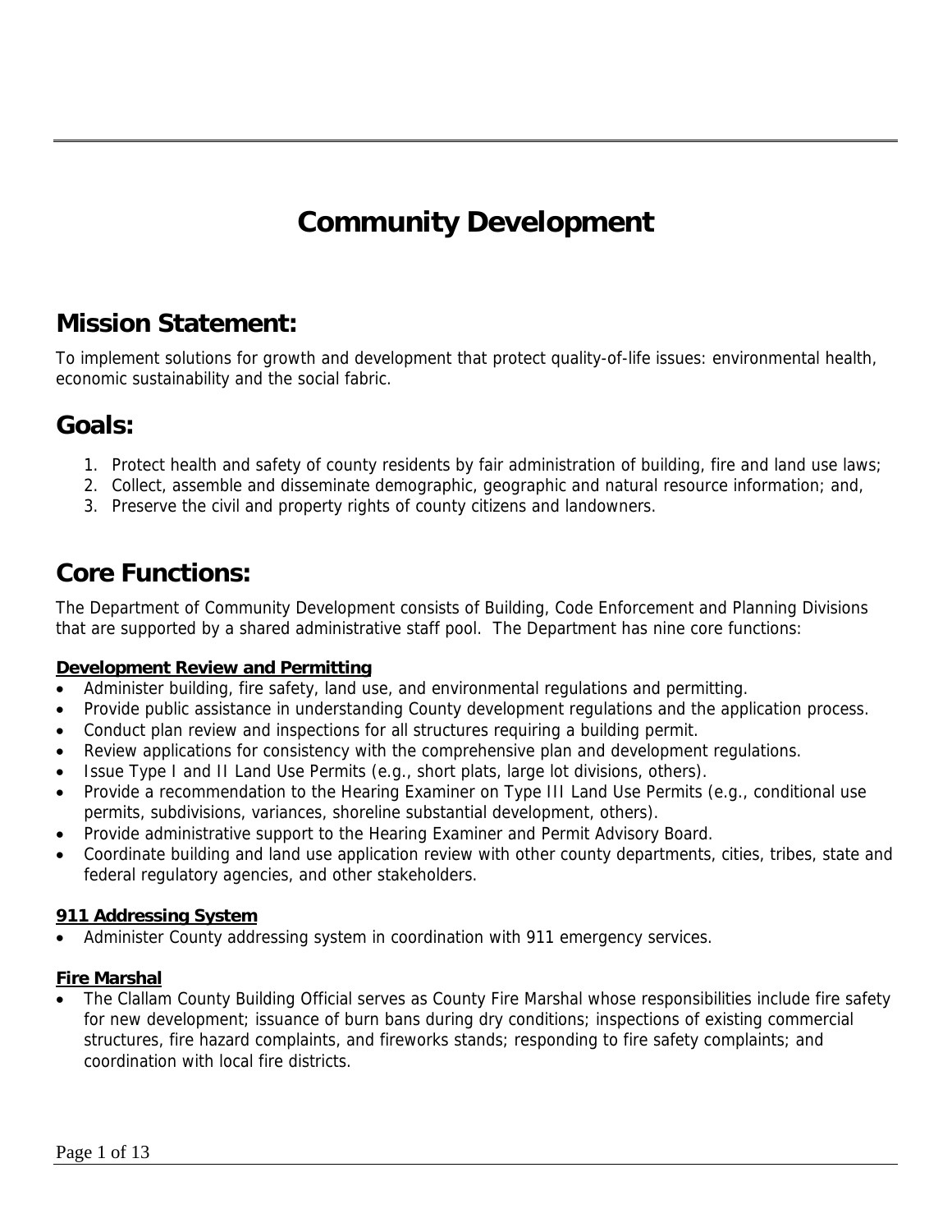# Community Development

## Mission Statement:

To implement solutions for growth and development that protect quality-of-life issues: environmental health, economic sustainability and the social fabric.

## Goals:

1. Protect health and safety of county residents by fair administration of building, fire and land use laws;
2. Collect, assemble and disseminate demographic, geographic and natural resource information; and,
3. Preserve the civil and property rights of county citizens and landowners.

## Core Functions:

The Department of Community Development consists of Building, Code Enforcement and Planning Divisions that are supported by a shared administrative staff pool. The Department has nine core functions:

**Development Review and Permitting**

- Administer building, fire safety, land use, and environmental regulations and permitting.
- Provide public assistance in understanding County development regulations and the application process.
- Conduct plan review and inspections for all structures requiring a building permit.
- Review applications for consistency with the comprehensive plan and development regulations.
- Issue Type I and II Land Use Permits (e.g., short plats, large lot divisions, others).
- Provide a recommendation to the Hearing Examiner on Type III Land Use Permits (e.g., conditional use permits, subdivisions, variances, shoreline substantial development, others).
- Provide administrative support to the Hearing Examiner and Permit Advisory Board.
- Coordinate building and land use application review with other county departments, cities, tribes, state and federal regulatory agencies, and other stakeholders.

**911 Addressing System**

- Administer County addressing system in coordination with 911 emergency services.

**Fire Marshal**

- The Clallam County Building Official serves as County Fire Marshal whose responsibilities include fire safety for new development; issuance of burn bans during dry conditions; inspections of existing commercial structures, fire hazard complaints, and fireworks stands; responding to fire safety complaints; and coordination with local fire districts.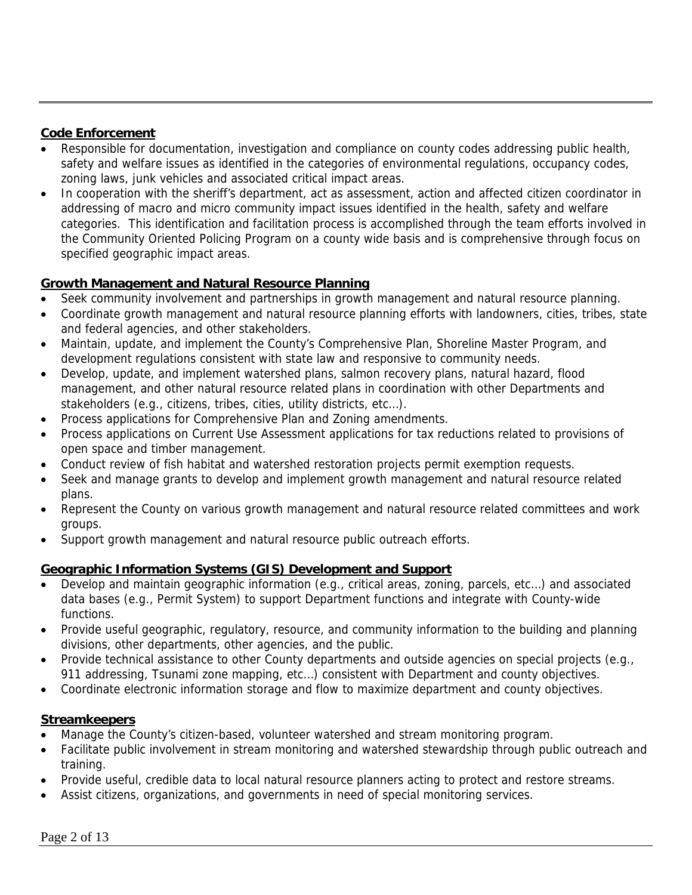**Code Enforcement**

- Responsible for documentation, investigation and compliance on county codes addressing public health, safety and welfare issues as identified in the categories of environmental regulations, occupancy codes, zoning laws, junk vehicles and associated critical impact areas.
- In cooperation with the sheriff's department, act as assessment, action and affected citizen coordinator in addressing of macro and micro community impact issues identified in the health, safety and welfare categories. This identification and facilitation process is accomplished through the team efforts involved in the Community Oriented Policing Program on a county wide basis and is comprehensive through focus on specified geographic impact areas.

**Growth Management and Natural Resource Planning**

- Seek community involvement and partnerships in growth management and natural resource planning.
- Coordinate growth management and natural resource planning efforts with landowners, cities, tribes, state and federal agencies, and other stakeholders.
- Maintain, update, and implement the County's Comprehensive Plan, Shoreline Master Program, and development regulations consistent with state law and responsive to community needs.
- Develop, update, and implement watershed plans, salmon recovery plans, natural hazard, flood management, and other natural resource related plans in coordination with other Departments and stakeholders (e.g., citizens, tribes, cities, utility districts, etc…).
- Process applications for Comprehensive Plan and Zoning amendments.
- Process applications on Current Use Assessment applications for tax reductions related to provisions of open space and timber management.
- Conduct review of fish habitat and watershed restoration projects permit exemption requests.
- Seek and manage grants to develop and implement growth management and natural resource related plans.
- Represent the County on various growth management and natural resource related committees and work groups.
- Support growth management and natural resource public outreach efforts.

**Geographic Information Systems (GIS) Development and Support**

- Develop and maintain geographic information (e.g., critical areas, zoning, parcels, etc…) and associated data bases (e.g., Permit System) to support Department functions and integrate with County-wide functions.
- Provide useful geographic, regulatory, resource, and community information to the building and planning divisions, other departments, other agencies, and the public.
- Provide technical assistance to other County departments and outside agencies on special projects (e.g., 911 addressing, Tsunami zone mapping, etc…) consistent with Department and county objectives.
- Coordinate electronic information storage and flow to maximize department and county objectives.

**Streamkeepers**

- Manage the County's citizen-based, volunteer watershed and stream monitoring program.
- Facilitate public involvement in stream monitoring and watershed stewardship through public outreach and training.
- Provide useful, credible data to local natural resource planners acting to protect and restore streams.
- Assist citizens, organizations, and governments in need of special monitoring services.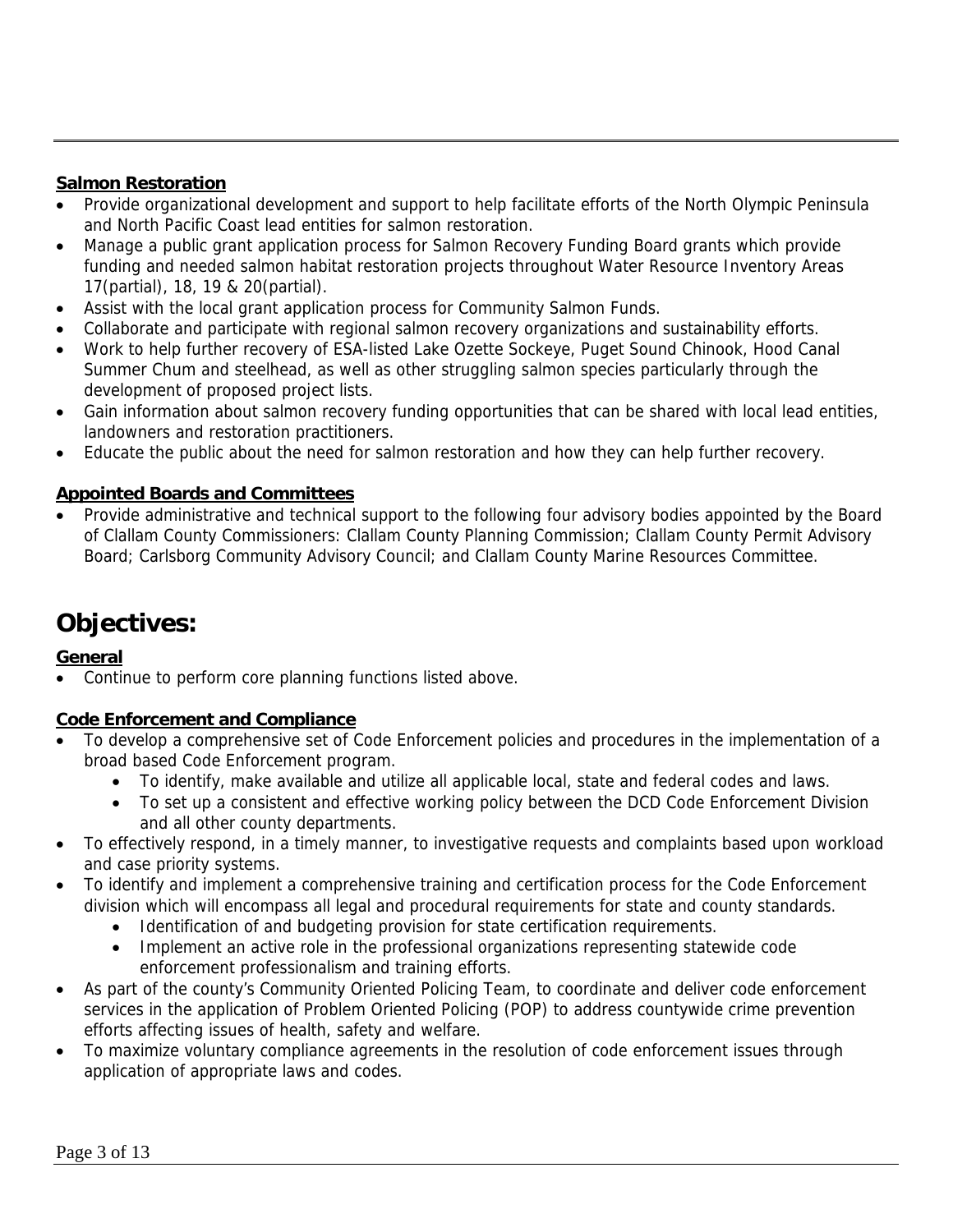**Salmon Restoration**

- Provide organizational development and support to help facilitate efforts of the North Olympic Peninsula and North Pacific Coast lead entities for salmon restoration.
- Manage a public grant application process for Salmon Recovery Funding Board grants which provide funding and needed salmon habitat restoration projects throughout Water Resource Inventory Areas 17(partial), 18, 19 & 20(partial).
- Assist with the local grant application process for Community Salmon Funds.
- Collaborate and participate with regional salmon recovery organizations and sustainability efforts.
- Work to help further recovery of ESA-listed Lake Ozette Sockeye, Puget Sound Chinook, Hood Canal Summer Chum and steelhead, as well as other struggling salmon species particularly through the development of proposed project lists.
- Gain information about salmon recovery funding opportunities that can be shared with local lead entities, landowners and restoration practitioners.
- Educate the public about the need for salmon restoration and how they can help further recovery.

**Appointed Boards and Committees**

- Provide administrative and technical support to the following four advisory bodies appointed by the Board of Clallam County Commissioners: Clallam County Planning Commission; Clallam County Permit Advisory Board; Carlsborg Community Advisory Council; and Clallam County Marine Resources Committee.

# Objectives:

**General**

- Continue to perform core planning functions listed above.

**Code Enforcement and Compliance**

- To develop a comprehensive set of Code Enforcement policies and procedures in the implementation of a broad based Code Enforcement program.
    - To identify, make available and utilize all applicable local, state and federal codes and laws.
    - To set up a consistent and effective working policy between the DCD Code Enforcement Division and all other county departments.
- To effectively respond, in a timely manner, to investigative requests and complaints based upon workload and case priority systems.
- To identify and implement a comprehensive training and certification process for the Code Enforcement division which will encompass all legal and procedural requirements for state and county standards.
    - Identification of and budgeting provision for state certification requirements.
    - Implement an active role in the professional organizations representing statewide code enforcement professionalism and training efforts.
- As part of the county's Community Oriented Policing Team, to coordinate and deliver code enforcement services in the application of Problem Oriented Policing (POP) to address countywide crime prevention efforts affecting issues of health, safety and welfare.
- To maximize voluntary compliance agreements in the resolution of code enforcement issues through application of appropriate laws and codes.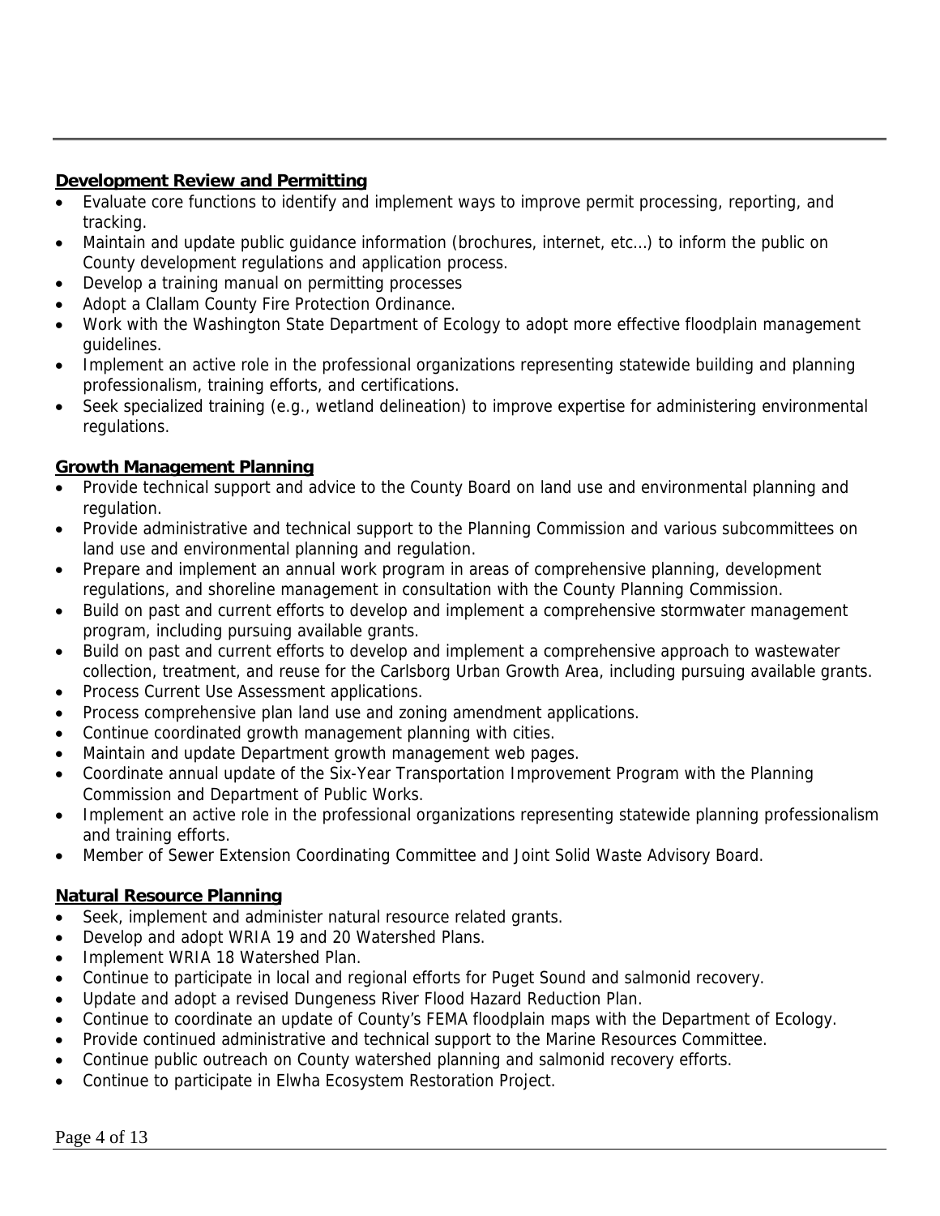**Development Review and Permitting**

- Evaluate core functions to identify and implement ways to improve permit processing, reporting, and tracking.
- Maintain and update public guidance information (brochures, internet, etc…) to inform the public on County development regulations and application process.
- Develop a training manual on permitting processes
- Adopt a Clallam County Fire Protection Ordinance.
- Work with the Washington State Department of Ecology to adopt more effective floodplain management guidelines.
- Implement an active role in the professional organizations representing statewide building and planning professionalism, training efforts, and certifications.
- Seek specialized training (e.g., wetland delineation) to improve expertise for administering environmental regulations.

**Growth Management Planning**

- Provide technical support and advice to the County Board on land use and environmental planning and regulation.
- Provide administrative and technical support to the Planning Commission and various subcommittees on land use and environmental planning and regulation.
- Prepare and implement an annual work program in areas of comprehensive planning, development regulations, and shoreline management in consultation with the County Planning Commission.
- Build on past and current efforts to develop and implement a comprehensive stormwater management program, including pursuing available grants.
- Build on past and current efforts to develop and implement a comprehensive approach to wastewater collection, treatment, and reuse for the Carlsborg Urban Growth Area, including pursuing available grants.
- Process Current Use Assessment applications.
- Process comprehensive plan land use and zoning amendment applications.
- Continue coordinated growth management planning with cities.
- Maintain and update Department growth management web pages.
- Coordinate annual update of the Six-Year Transportation Improvement Program with the Planning Commission and Department of Public Works.
- Implement an active role in the professional organizations representing statewide planning professionalism and training efforts.
- Member of Sewer Extension Coordinating Committee and Joint Solid Waste Advisory Board.

**Natural Resource Planning**

- Seek, implement and administer natural resource related grants.
- Develop and adopt WRIA 19 and 20 Watershed Plans.
- Implement WRIA 18 Watershed Plan.
- Continue to participate in local and regional efforts for Puget Sound and salmonid recovery.
- Update and adopt a revised Dungeness River Flood Hazard Reduction Plan.
- Continue to coordinate an update of County's FEMA floodplain maps with the Department of Ecology.
- Provide continued administrative and technical support to the Marine Resources Committee.
- Continue public outreach on County watershed planning and salmonid recovery efforts.
- Continue to participate in Elwha Ecosystem Restoration Project.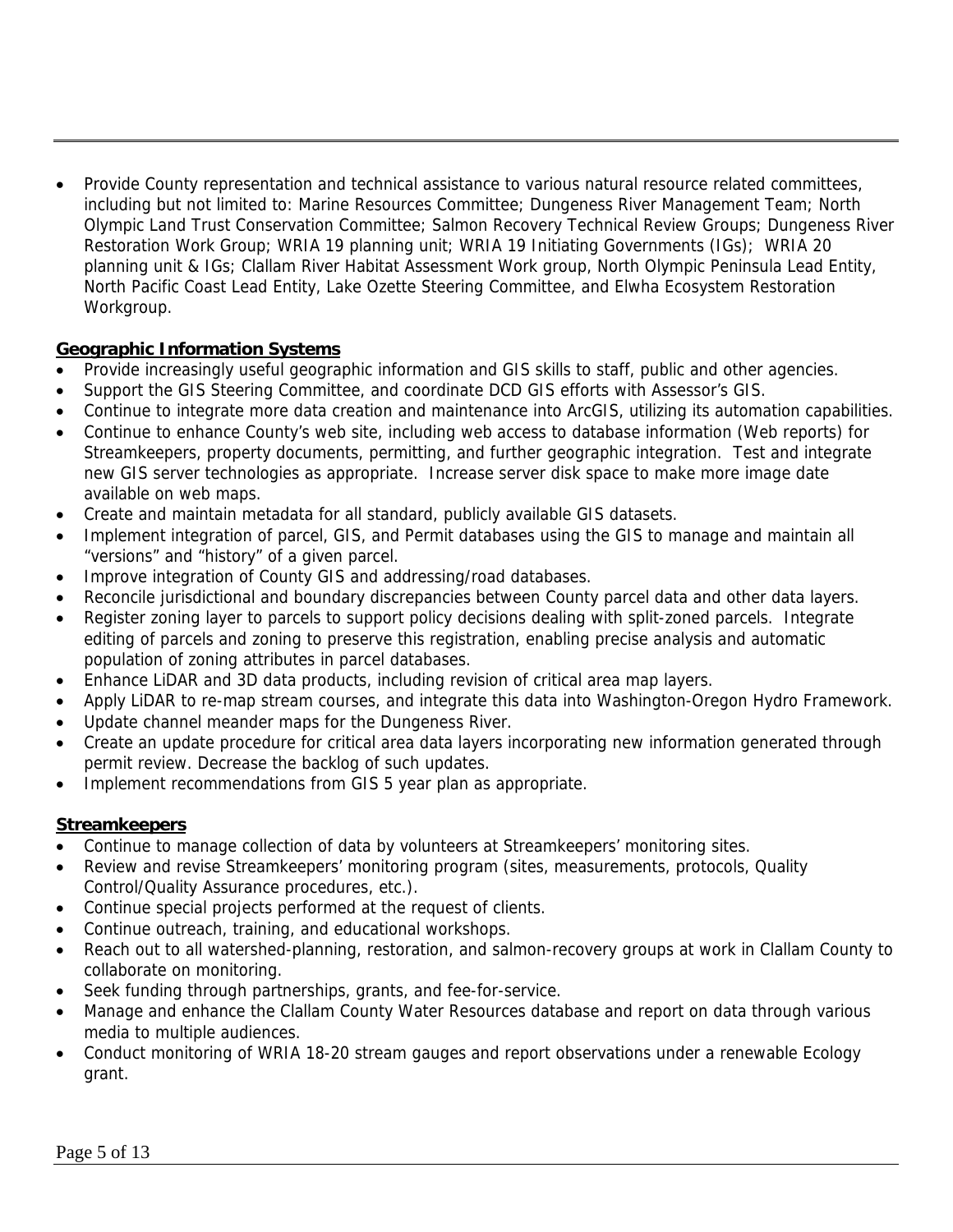- Provide County representation and technical assistance to various natural resource related committees, including but not limited to: Marine Resources Committee; Dungeness River Management Team; North Olympic Land Trust Conservation Committee; Salmon Recovery Technical Review Groups; Dungeness River Restoration Work Group; WRIA 19 planning unit; WRIA 19 Initiating Governments (IGs); WRIA 20 planning unit & IGs; Clallam River Habitat Assessment Work group, North Olympic Peninsula Lead Entity, North Pacific Coast Lead Entity, Lake Ozette Steering Committee, and Elwha Ecosystem Restoration Workgroup.

**Geographic Information Systems**

- Provide increasingly useful geographic information and GIS skills to staff, public and other agencies.
- Support the GIS Steering Committee, and coordinate DCD GIS efforts with Assessor's GIS.
- Continue to integrate more data creation and maintenance into ArcGIS, utilizing its automation capabilities.
- Continue to enhance County's web site, including web access to database information (Web reports) for Streamkeepers, property documents, permitting, and further geographic integration. Test and integrate new GIS server technologies as appropriate. Increase server disk space to make more image date available on web maps.
- Create and maintain metadata for all standard, publicly available GIS datasets.
- Implement integration of parcel, GIS, and Permit databases using the GIS to manage and maintain all "versions" and "history" of a given parcel.
- Improve integration of County GIS and addressing/road databases.
- Reconcile jurisdictional and boundary discrepancies between County parcel data and other data layers.
- Register zoning layer to parcels to support policy decisions dealing with split-zoned parcels. Integrate editing of parcels and zoning to preserve this registration, enabling precise analysis and automatic population of zoning attributes in parcel databases.
- Enhance LiDAR and 3D data products, including revision of critical area map layers.
- Apply LiDAR to re-map stream courses, and integrate this data into Washington-Oregon Hydro Framework.
- Update channel meander maps for the Dungeness River.
- Create an update procedure for critical area data layers incorporating new information generated through permit review. Decrease the backlog of such updates.
- Implement recommendations from GIS 5 year plan as appropriate.

**Streamkeepers**

- Continue to manage collection of data by volunteers at Streamkeepers' monitoring sites.
- Review and revise Streamkeepers' monitoring program (sites, measurements, protocols, Quality Control/Quality Assurance procedures, etc.).
- Continue special projects performed at the request of clients.
- Continue outreach, training, and educational workshops.
- Reach out to all watershed-planning, restoration, and salmon-recovery groups at work in Clallam County to collaborate on monitoring.
- Seek funding through partnerships, grants, and fee-for-service.
- Manage and enhance the Clallam County Water Resources database and report on data through various media to multiple audiences.
- Conduct monitoring of WRIA 18-20 stream gauges and report observations under a renewable Ecology grant.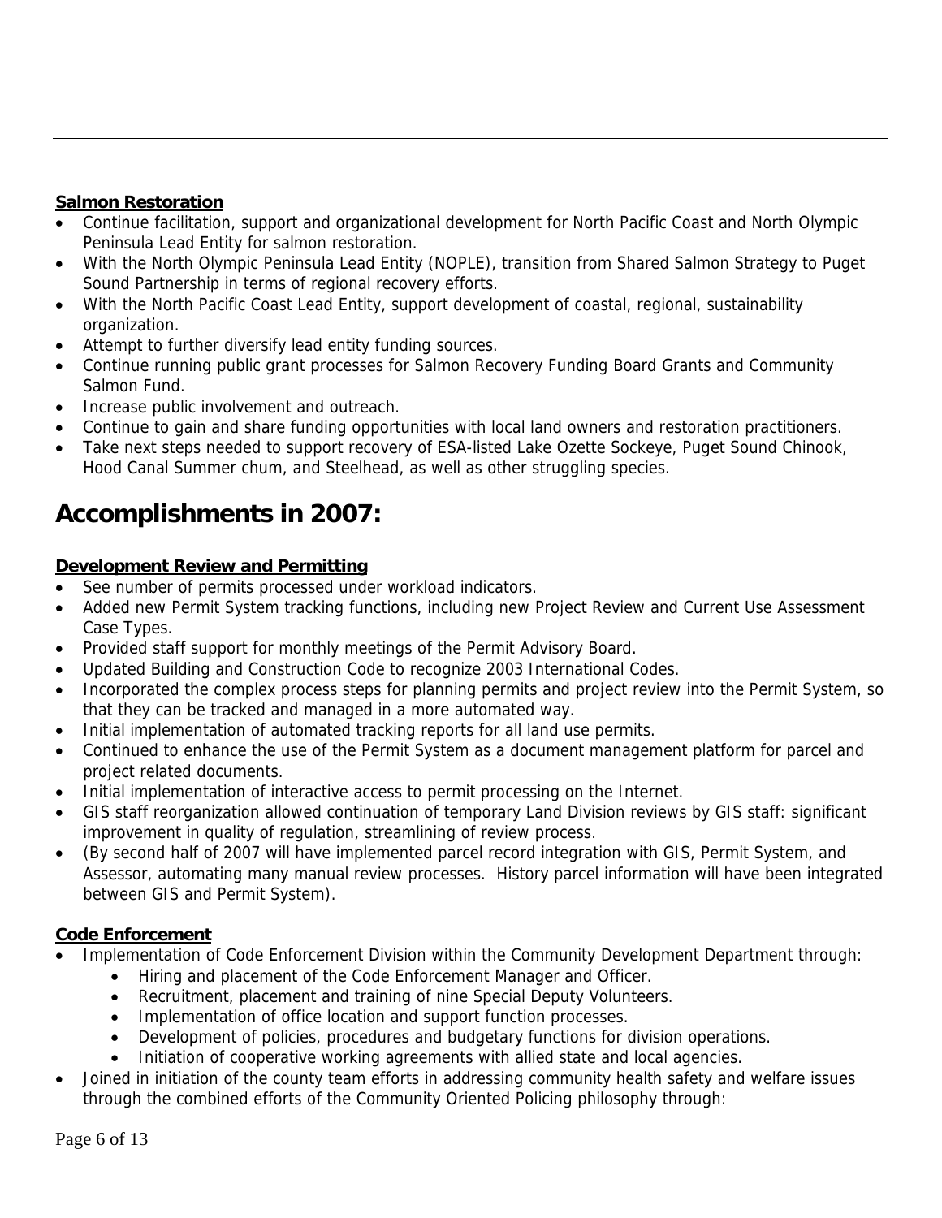**Salmon Restoration**

- Continue facilitation, support and organizational development for North Pacific Coast and North Olympic Peninsula Lead Entity for salmon restoration.
- With the North Olympic Peninsula Lead Entity (NOPLE), transition from Shared Salmon Strategy to Puget Sound Partnership in terms of regional recovery efforts.
- With the North Pacific Coast Lead Entity, support development of coastal, regional, sustainability organization.
- Attempt to further diversify lead entity funding sources.
- Continue running public grant processes for Salmon Recovery Funding Board Grants and Community Salmon Fund.
- Increase public involvement and outreach.
- Continue to gain and share funding opportunities with local land owners and restoration practitioners.
- Take next steps needed to support recovery of ESA-listed Lake Ozette Sockeye, Puget Sound Chinook, Hood Canal Summer chum, and Steelhead, as well as other struggling species.

# Accomplishments in 2007:

**Development Review and Permitting**

- See number of permits processed under workload indicators.
- Added new Permit System tracking functions, including new Project Review and Current Use Assessment Case Types.
- Provided staff support for monthly meetings of the Permit Advisory Board.
- Updated Building and Construction Code to recognize 2003 International Codes.
- Incorporated the complex process steps for planning permits and project review into the Permit System, so that they can be tracked and managed in a more automated way.
- Initial implementation of automated tracking reports for all land use permits.
- Continued to enhance the use of the Permit System as a document management platform for parcel and project related documents.
- Initial implementation of interactive access to permit processing on the Internet.
- GIS staff reorganization allowed continuation of temporary Land Division reviews by GIS staff: significant improvement in quality of regulation, streamlining of review process.
- (By second half of 2007 will have implemented parcel record integration with GIS, Permit System, and Assessor, automating many manual review processes. History parcel information will have been integrated between GIS and Permit System).

**Code Enforcement**

- Implementation of Code Enforcement Division within the Community Development Department through:
  - Hiring and placement of the Code Enforcement Manager and Officer.
  - Recruitment, placement and training of nine Special Deputy Volunteers.
  - Implementation of office location and support function processes.
  - Development of policies, procedures and budgetary functions for division operations.
  - Initiation of cooperative working agreements with allied state and local agencies.
- Joined in initiation of the county team efforts in addressing community health safety and welfare issues through the combined efforts of the Community Oriented Policing philosophy through: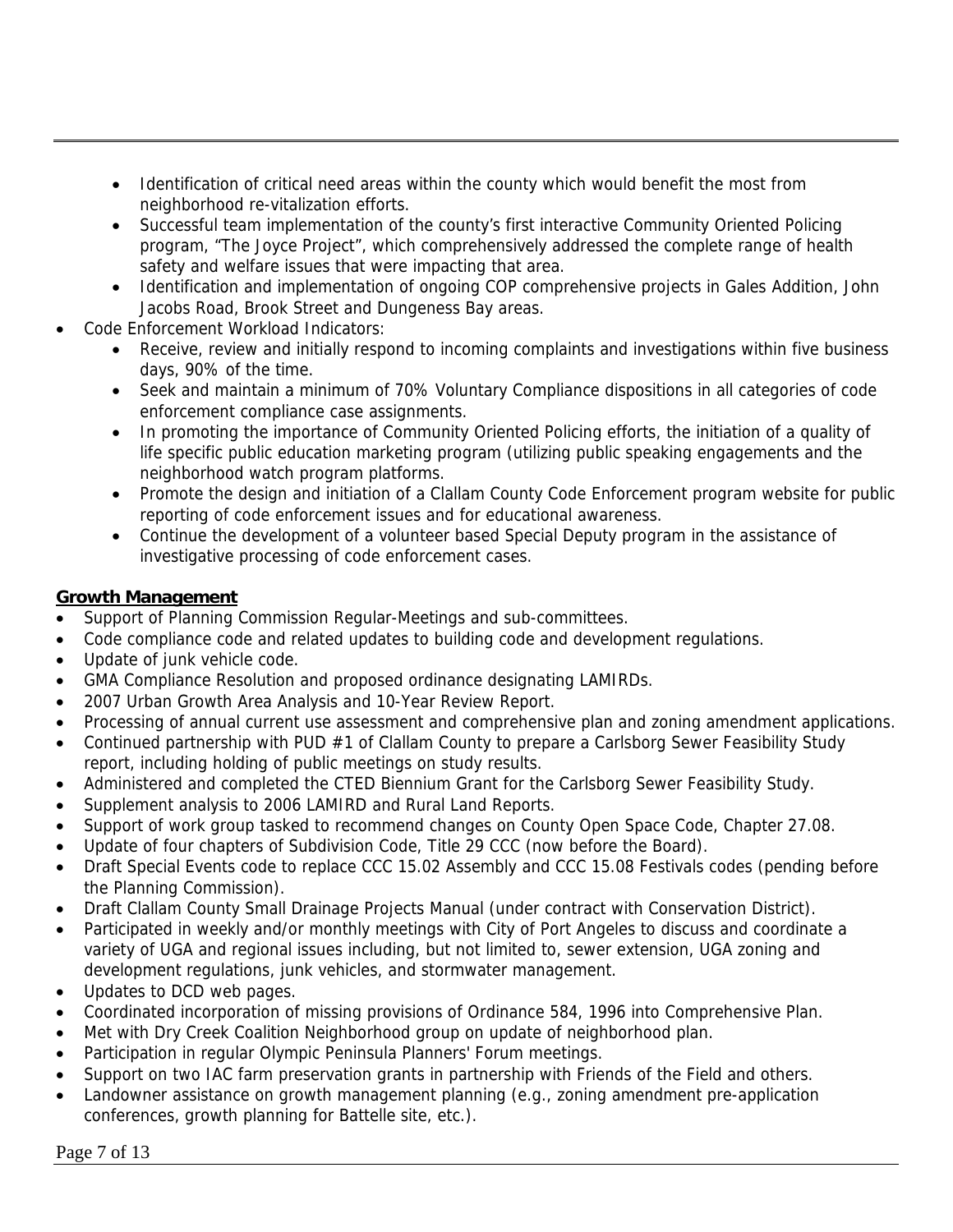- Identification of critical need areas within the county which would benefit the most from neighborhood re-vitalization efforts.
  - Successful team implementation of the county's first interactive Community Oriented Policing program, "The Joyce Project", which comprehensively addressed the complete range of health safety and welfare issues that were impacting that area.
  - Identification and implementation of ongoing COP comprehensive projects in Gales Addition, John Jacobs Road, Brook Street and Dungeness Bay areas.
- Code Enforcement Workload Indicators:
  - Receive, review and initially respond to incoming complaints and investigations within five business days, 90% of the time.
  - Seek and maintain a minimum of 70% Voluntary Compliance dispositions in all categories of code enforcement compliance case assignments.
  - In promoting the importance of Community Oriented Policing efforts, the initiation of a quality of life specific public education marketing program (utilizing public speaking engagements and the neighborhood watch program platforms.
  - Promote the design and initiation of a Clallam County Code Enforcement program website for public reporting of code enforcement issues and for educational awareness.
  - Continue the development of a volunteer based Special Deputy program in the assistance of investigative processing of code enforcement cases.

**Growth Management**

- Support of Planning Commission Regular-Meetings and sub-committees.
- Code compliance code and related updates to building code and development regulations.
- Update of junk vehicle code.
- GMA Compliance Resolution and proposed ordinance designating LAMIRDs.
- 2007 Urban Growth Area Analysis and 10-Year Review Report.
- Processing of annual current use assessment and comprehensive plan and zoning amendment applications.
- Continued partnership with PUD #1 of Clallam County to prepare a Carlsborg Sewer Feasibility Study report, including holding of public meetings on study results.
- Administered and completed the CTED Biennium Grant for the Carlsborg Sewer Feasibility Study.
- Supplement analysis to 2006 LAMIRD and Rural Land Reports.
- Support of work group tasked to recommend changes on County Open Space Code, Chapter 27.08.
- Update of four chapters of Subdivision Code, Title 29 CCC (now before the Board).
- Draft Special Events code to replace CCC 15.02 Assembly and CCC 15.08 Festivals codes (pending before the Planning Commission).
- Draft Clallam County Small Drainage Projects Manual (under contract with Conservation District).
- Participated in weekly and/or monthly meetings with City of Port Angeles to discuss and coordinate a variety of UGA and regional issues including, but not limited to, sewer extension, UGA zoning and development regulations, junk vehicles, and stormwater management.
- Updates to DCD web pages.
- Coordinated incorporation of missing provisions of Ordinance 584, 1996 into Comprehensive Plan.
- Met with Dry Creek Coalition Neighborhood group on update of neighborhood plan.
- Participation in regular Olympic Peninsula Planners' Forum meetings.
- Support on two IAC farm preservation grants in partnership with Friends of the Field and others.
- Landowner assistance on growth management planning (e.g., zoning amendment pre-application conferences, growth planning for Battelle site, etc.).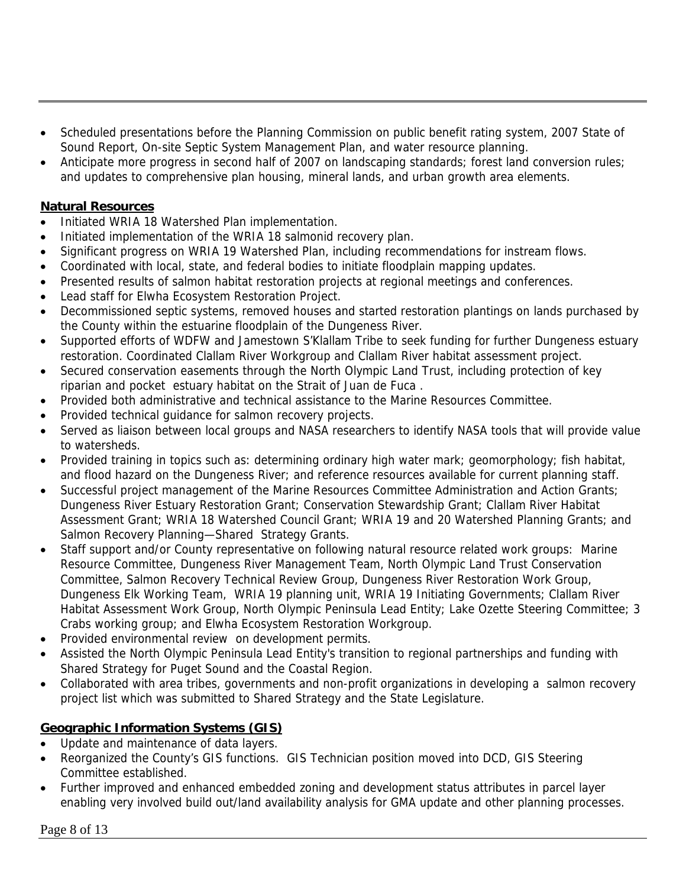- Scheduled presentations before the Planning Commission on public benefit rating system, 2007 State of Sound Report, On-site Septic System Management Plan, and water resource planning.
- Anticipate more progress in second half of 2007 on landscaping standards; forest land conversion rules; and updates to comprehensive plan housing, mineral lands, and urban growth area elements.

**Natural Resources**

- Initiated WRIA 18 Watershed Plan implementation.
- Initiated implementation of the WRIA 18 salmonid recovery plan.
- Significant progress on WRIA 19 Watershed Plan, including recommendations for instream flows.
- Coordinated with local, state, and federal bodies to initiate floodplain mapping updates.
- Presented results of salmon habitat restoration projects at regional meetings and conferences.
- Lead staff for Elwha Ecosystem Restoration Project.
- Decommissioned septic systems, removed houses and started restoration plantings on lands purchased by the County within the estuarine floodplain of the Dungeness River.
- Supported efforts of WDFW and Jamestown S'Klallam Tribe to seek funding for further Dungeness estuary restoration. Coordinated Clallam River Workgroup and Clallam River habitat assessment project.
- Secured conservation easements through the North Olympic Land Trust, including protection of key riparian and pocket estuary habitat on the Strait of Juan de Fuca .
- Provided both administrative and technical assistance to the Marine Resources Committee.
- Provided technical guidance for salmon recovery projects.
- Served as liaison between local groups and NASA researchers to identify NASA tools that will provide value to watersheds.
- Provided training in topics such as: determining ordinary high water mark; geomorphology; fish habitat, and flood hazard on the Dungeness River; and reference resources available for current planning staff.
- Successful project management of the Marine Resources Committee Administration and Action Grants; Dungeness River Estuary Restoration Grant; Conservation Stewardship Grant; Clallam River Habitat Assessment Grant; WRIA 18 Watershed Council Grant; WRIA 19 and 20 Watershed Planning Grants; and Salmon Recovery Planning—Shared Strategy Grants.
- Staff support and/or County representative on following natural resource related work groups: Marine Resource Committee, Dungeness River Management Team, North Olympic Land Trust Conservation Committee, Salmon Recovery Technical Review Group, Dungeness River Restoration Work Group, Dungeness Elk Working Team, WRIA 19 planning unit, WRIA 19 Initiating Governments; Clallam River Habitat Assessment Work Group, North Olympic Peninsula Lead Entity; Lake Ozette Steering Committee; 3 Crabs working group; and Elwha Ecosystem Restoration Workgroup.
- Provided environmental review on development permits.
- Assisted the North Olympic Peninsula Lead Entity's transition to regional partnerships and funding with Shared Strategy for Puget Sound and the Coastal Region.
- Collaborated with area tribes, governments and non-profit organizations in developing a salmon recovery project list which was submitted to Shared Strategy and the State Legislature.

**Geographic Information Systems (GIS)**

- Update and maintenance of data layers.
- Reorganized the County's GIS functions. GIS Technician position moved into DCD, GIS Steering Committee established.
- Further improved and enhanced embedded zoning and development status attributes in parcel layer enabling very involved build out/land availability analysis for GMA update and other planning processes.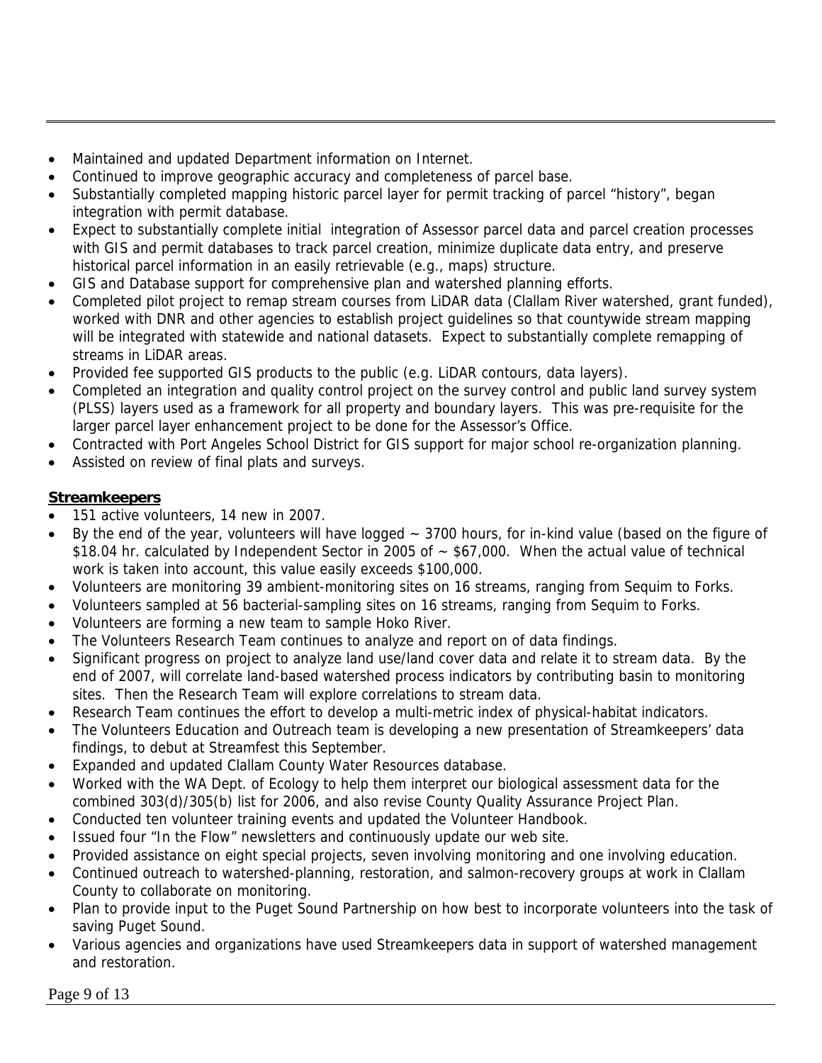- Maintained and updated Department information on Internet.
- Continued to improve geographic accuracy and completeness of parcel base.
- Substantially completed mapping historic parcel layer for permit tracking of parcel "history", began integration with permit database.
- Expect to substantially complete initial integration of Assessor parcel data and parcel creation processes with GIS and permit databases to track parcel creation, minimize duplicate data entry, and preserve historical parcel information in an easily retrievable (e.g., maps) structure.
- GIS and Database support for comprehensive plan and watershed planning efforts.
- Completed pilot project to remap stream courses from LiDAR data (Clallam River watershed, grant funded), worked with DNR and other agencies to establish project guidelines so that countywide stream mapping will be integrated with statewide and national datasets. Expect to substantially complete remapping of streams in LiDAR areas.
- Provided fee supported GIS products to the public (e.g. LiDAR contours, data layers).
- Completed an integration and quality control project on the survey control and public land survey system (PLSS) layers used as a framework for all property and boundary layers. This was pre-requisite for the larger parcel layer enhancement project to be done for the Assessor's Office.
- Contracted with Port Angeles School District for GIS support for major school re-organization planning.
- Assisted on review of final plats and surveys.

**Streamkeepers**

- 151 active volunteers, 14 new in 2007.
- By the end of the year, volunteers will have logged ~ 3700 hours, for in-kind value (based on the figure of $18.04 hr. calculated by Independent Sector in 2005 of ~ $67,000. When the actual value of technical work is taken into account, this value easily exceeds $100,000.
- Volunteers are monitoring 39 ambient-monitoring sites on 16 streams, ranging from Sequim to Forks.
- Volunteers sampled at 56 bacterial-sampling sites on 16 streams, ranging from Sequim to Forks.
- Volunteers are forming a new team to sample Hoko River.
- The Volunteers Research Team continues to analyze and report on of data findings.
- Significant progress on project to analyze land use/land cover data and relate it to stream data. By the end of 2007, will correlate land-based watershed process indicators by contributing basin to monitoring sites. Then the Research Team will explore correlations to stream data.
- Research Team continues the effort to develop a multi-metric index of physical-habitat indicators.
- The Volunteers Education and Outreach team is developing a new presentation of Streamkeepers' data findings, to debut at Streamfest this September.
- Expanded and updated Clallam County Water Resources database.
- Worked with the WA Dept. of Ecology to help them interpret our biological assessment data for the combined 303(d)/305(b) list for 2006, and also revise County Quality Assurance Project Plan.
- Conducted ten volunteer training events and updated the Volunteer Handbook.
- Issued four "In the Flow" newsletters and continuously update our web site.
- Provided assistance on eight special projects, seven involving monitoring and one involving education.
- Continued outreach to watershed-planning, restoration, and salmon-recovery groups at work in Clallam County to collaborate on monitoring.
- Plan to provide input to the Puget Sound Partnership on how best to incorporate volunteers into the task of saving Puget Sound.
- Various agencies and organizations have used Streamkeepers data in support of watershed management and restoration.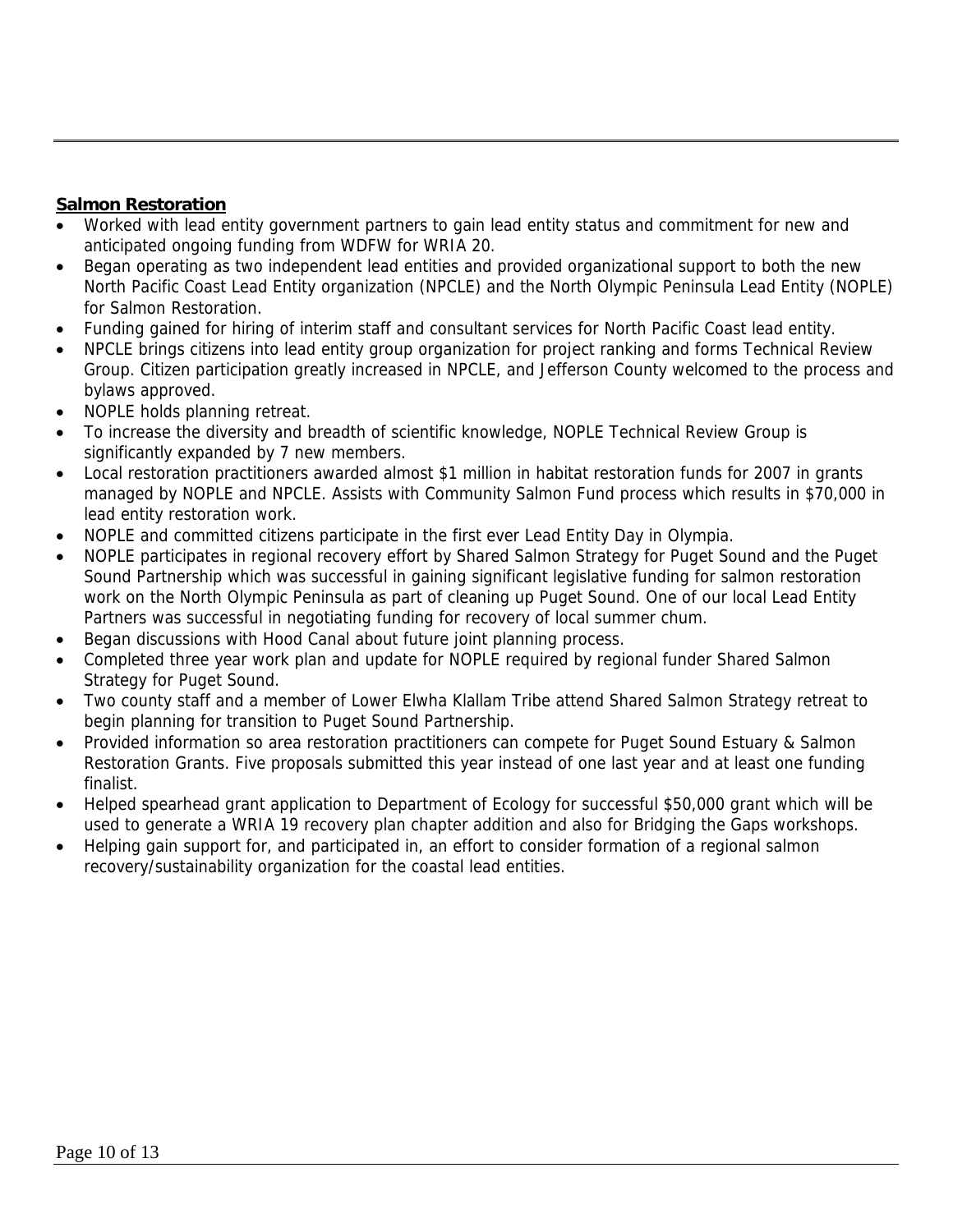**Salmon Restoration**

- Worked with lead entity government partners to gain lead entity status and commitment for new and anticipated ongoing funding from WDFW for WRIA 20.
- Began operating as two independent lead entities and provided organizational support to both the new North Pacific Coast Lead Entity organization (NPCLE) and the North Olympic Peninsula Lead Entity (NOPLE) for Salmon Restoration.
- Funding gained for hiring of interim staff and consultant services for North Pacific Coast lead entity.
- NPCLE brings citizens into lead entity group organization for project ranking and forms Technical Review Group. Citizen participation greatly increased in NPCLE, and Jefferson County welcomed to the process and bylaws approved.
- NOPLE holds planning retreat.
- To increase the diversity and breadth of scientific knowledge, NOPLE Technical Review Group is significantly expanded by 7 new members.
- Local restoration practitioners awarded almost $1 million in habitat restoration funds for 2007 in grants managed by NOPLE and NPCLE. Assists with Community Salmon Fund process which results in $70,000 in lead entity restoration work.
- NOPLE and committed citizens participate in the first ever Lead Entity Day in Olympia.
- NOPLE participates in regional recovery effort by Shared Salmon Strategy for Puget Sound and the Puget Sound Partnership which was successful in gaining significant legislative funding for salmon restoration work on the North Olympic Peninsula as part of cleaning up Puget Sound. One of our local Lead Entity Partners was successful in negotiating funding for recovery of local summer chum.
- Began discussions with Hood Canal about future joint planning process.
- Completed three year work plan and update for NOPLE required by regional funder Shared Salmon Strategy for Puget Sound.
- Two county staff and a member of Lower Elwha Klallam Tribe attend Shared Salmon Strategy retreat to begin planning for transition to Puget Sound Partnership.
- Provided information so area restoration practitioners can compete for Puget Sound Estuary & Salmon Restoration Grants. Five proposals submitted this year instead of one last year and at least one funding finalist.
- Helped spearhead grant application to Department of Ecology for successful $50,000 grant which will be used to generate a WRIA 19 recovery plan chapter addition and also for Bridging the Gaps workshops.
- Helping gain support for, and participated in, an effort to consider formation of a regional salmon recovery/sustainability organization for the coastal lead entities.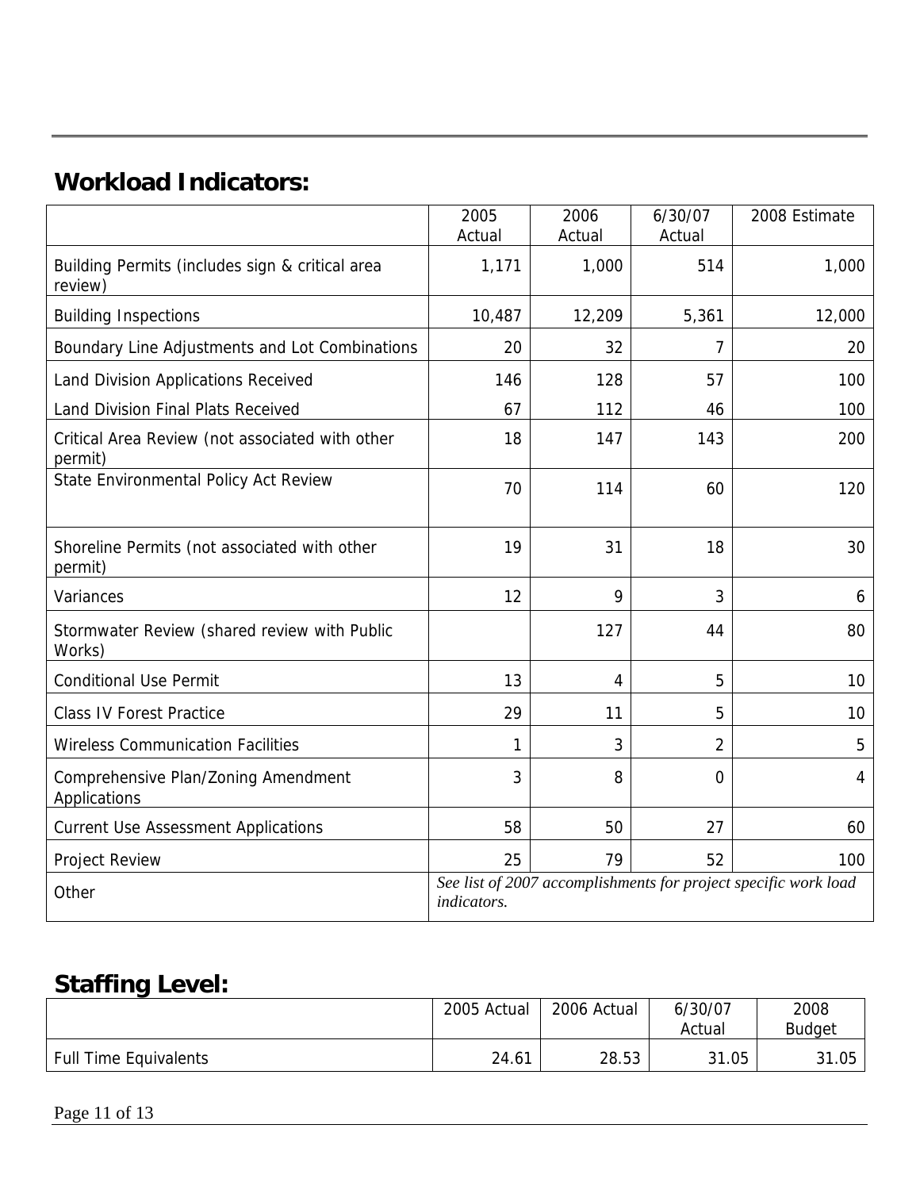## Workload Indicators:

| | 2005 Actual | 2006 Actual | 6/30/07 Actual | 2008 Estimate |
|---|---|---|---|---|
| Building Permits (includes sign & critical area review) | 1,171 | 1,000 | 514 | 1,000 |
| Building Inspections | 10,487 | 12,209 | 5,361 | 12,000 |
| Boundary Line Adjustments and Lot Combinations | 20 | 32 | 7 | 20 |
| Land Division Applications Received | 146 | 128 | 57 | 100 |
| Land Division Final Plats Received | 67 | 112 | 46 | 100 |
| Critical Area Review (not associated with other permit) | 18 | 147 | 143 | 200 |
| State Environmental Policy Act Review | 70 | 114 | 60 | 120 |
| Shoreline Permits (not associated with other permit) | 19 | 31 | 18 | 30 |
| Variances | 12 | 9 | 3 | 6 |
| Stormwater Review (shared review with Public Works) | | 127 | 44 | 80 |
| Conditional Use Permit | 13 | 4 | 5 | 10 |
| Class IV Forest Practice | 29 | 11 | 5 | 10 |
| Wireless Communication Facilities | 1 | 3 | 2 | 5 |
| Comprehensive Plan/Zoning Amendment Applications | 3 | 8 | 0 | 4 |
| Current Use Assessment Applications | 58 | 50 | 27 | 60 |
| Project Review | 25 | 79 | 52 | 100 |
| Other | *See list of 2007 accomplishments for project specific work load indicators.* | | | |

## Staffing Level:

| | 2005 Actual | 2006 Actual | 6/30/07 Actual | 2008 Budget |
|---|---|---|---|---|
| Full Time Equivalents | 24.61 | 28.53 | 31.05 | 31.05 |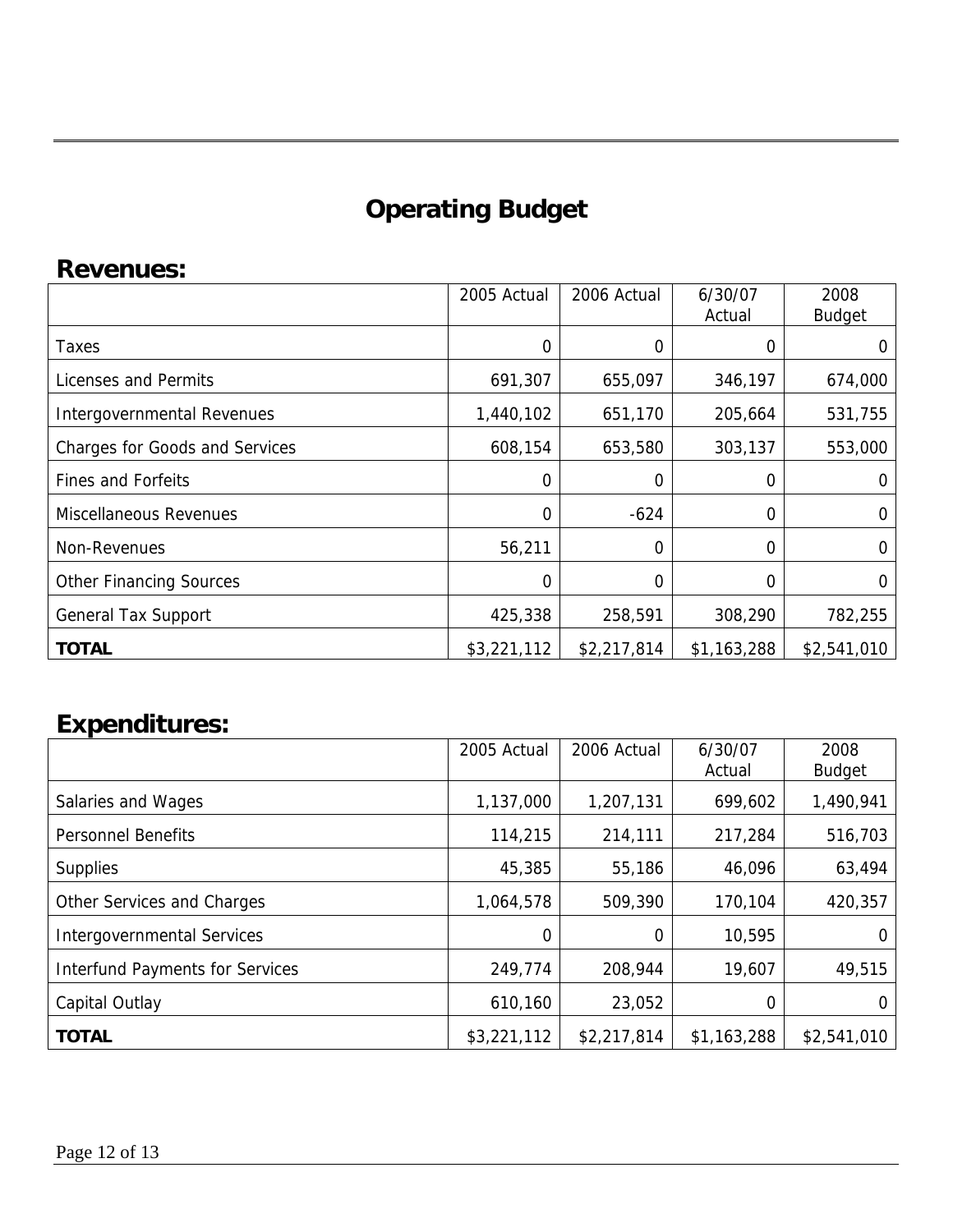# Operating Budget

## Revenues:

| | 2005 Actual | 2006 Actual | 6/30/07 Actual | 2008 Budget |
|---|---|---|---|---|
| Taxes | 0 | 0 | 0 | 0 |
| Licenses and Permits | 691,307 | 655,097 | 346,197 | 674,000 |
| Intergovernmental Revenues | 1,440,102 | 651,170 | 205,664 | 531,755 |
| Charges for Goods and Services | 608,154 | 653,580 | 303,137 | 553,000 |
| Fines and Forfeits | 0 | 0 | 0 | 0 |
| Miscellaneous Revenues | 0 | -624 | 0 | 0 |
| Non-Revenues | 56,211 | 0 | 0 | 0 |
| Other Financing Sources | 0 | 0 | 0 | 0 |
| General Tax Support | 425,338 | 258,591 | 308,290 | 782,255 |
| **TOTAL** | $3,221,112 | $2,217,814 | $1,163,288 | $2,541,010 |

## Expenditures:

| | 2005 Actual | 2006 Actual | 6/30/07 Actual | 2008 Budget |
|---|---|---|---|---|
| Salaries and Wages | 1,137,000 | 1,207,131 | 699,602 | 1,490,941 |
| Personnel Benefits | 114,215 | 214,111 | 217,284 | 516,703 |
| Supplies | 45,385 | 55,186 | 46,096 | 63,494 |
| Other Services and Charges | 1,064,578 | 509,390 | 170,104 | 420,357 |
| Intergovernmental Services | 0 | 0 | 10,595 | 0 |
| Interfund Payments for Services | 249,774 | 208,944 | 19,607 | 49,515 |
| Capital Outlay | 610,160 | 23,052 | 0 | 0 |
| **TOTAL** | $3,221,112 | $2,217,814 | $1,163,288 | $2,541,010 |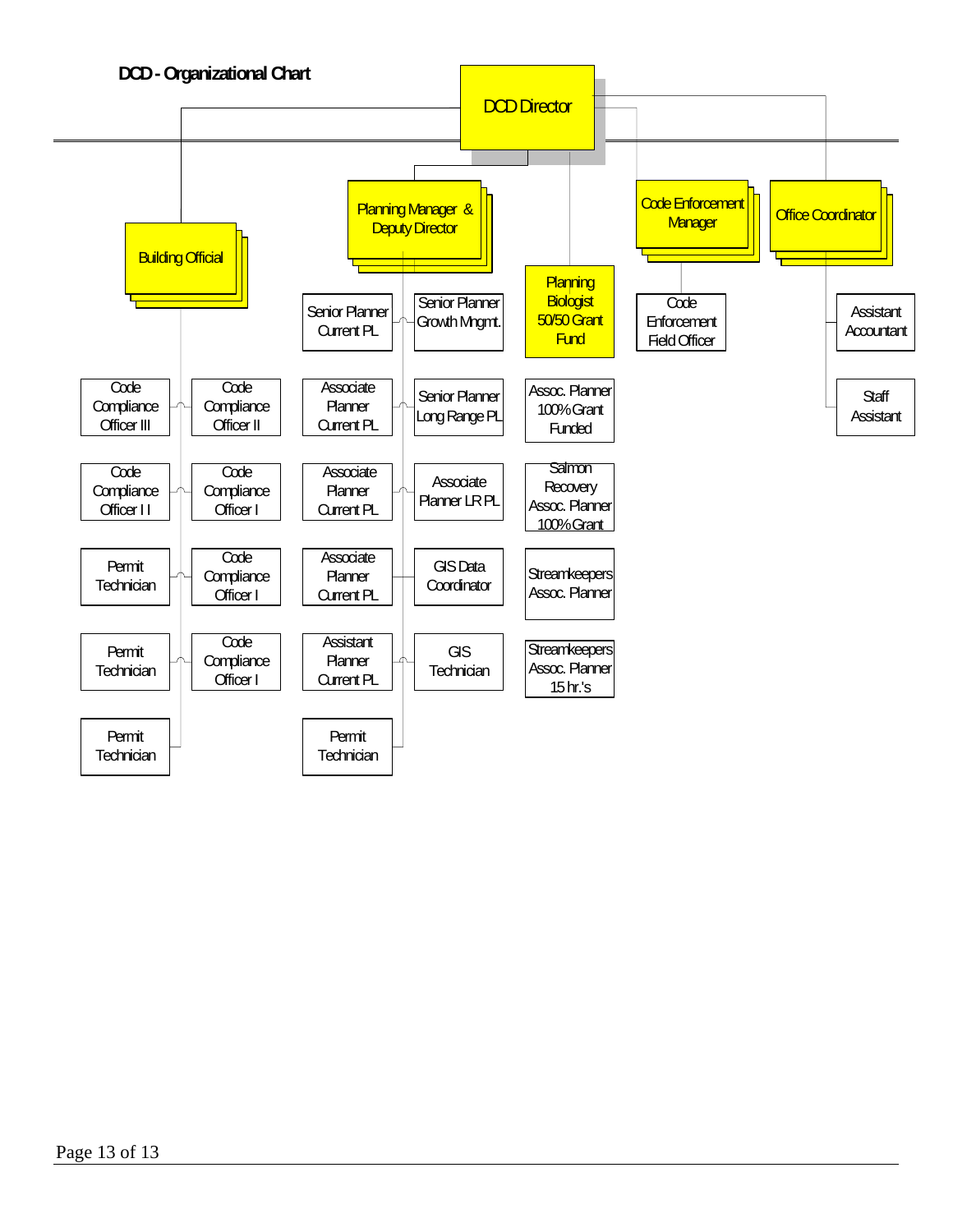# DCD - Organizational Chart

DCD Director

Building Official

Planning Manager & Deputy Director

Planning Biologist 50/50 Grant Fund

Code Enforcement Manager

Office Coordinator

Code Compliance Officer III

Code Compliance Officer II

Code Compliance Officer I I

Code Compliance Officer I

Permit Technician

Code Compliance Officer I

Permit Technician

Code Compliance Officer I

Permit Technician

Senior Planner Current PL

Senior Planner Growth Mngmt.

Associate Planner Current PL

Senior Planner Long Range PL

Associate Planner Current PL

Associate Planner LR PL

Associate Planner Current PL

GIS Data Coordinator

Assistant Planner Current PL

GIS Technician

Permit Technician

Assoc. Planner 100% Grant Funded

Salmon Recovery Assoc. Planner 100% Grant

Streamkeepers Assoc. Planner

Streamkeepers Assoc. Planner 15 hr.'s

Code Enforcement Field Officer

Assistant Accountant

Staff Assistant